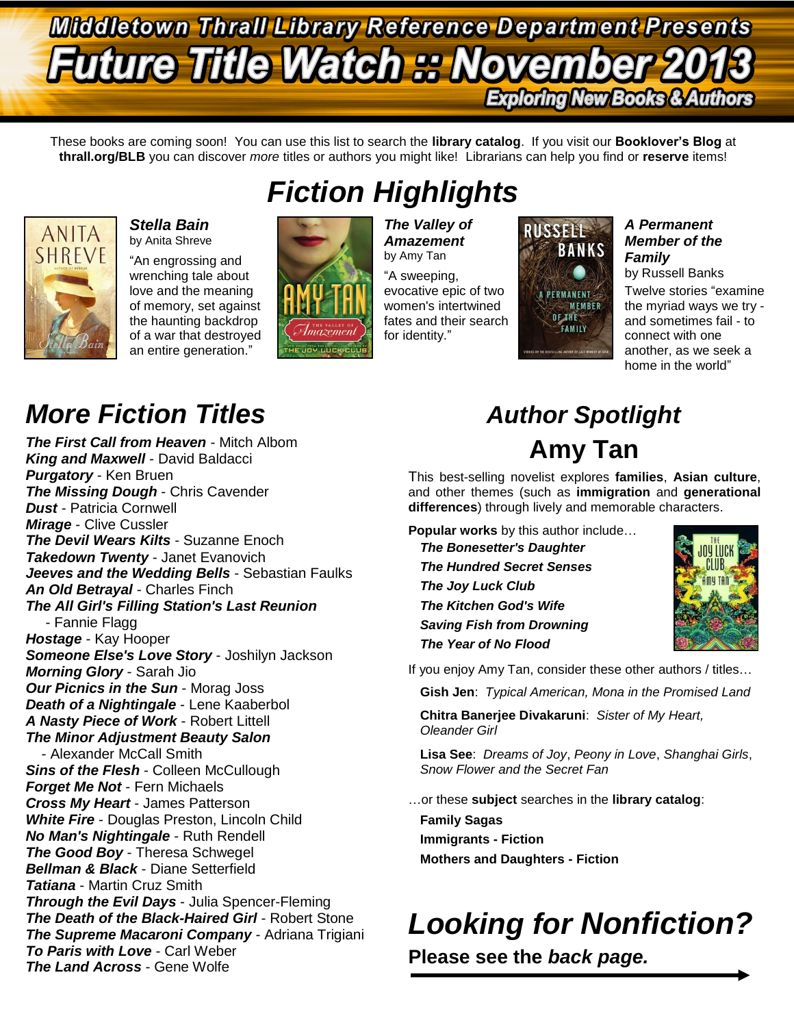# Middletown Thrall Library Reference Department Presents

# Future Title Watch :: November 2013

**Exploring New Books & Authors**

These books are coming soon! You can use this list to search the **library catalog**. If you visit our **Booklover's Blog** at **thrall.org/BLB** you can discover *more* titles or authors you might like! Librarians can help you find or **reserve** items!

## Fiction Highlights

***Stella Bain***
by Anita Shreve

"An engrossing and wrenching tale about love and the meaning of memory, set against the haunting backdrop of a war that destroyed an entire generation."

***The Valley of Amazement***
by Amy Tan

"A sweeping, evocative epic of two women's intertwined fates and their search for identity."

***A Permanent Member of the Family***
by Russell Banks

Twelve stories "examine the myriad ways we try - and sometimes fail - to connect with one another, as we seek a home in the world"

## More Fiction Titles

***The First Call from Heaven*** - Mitch Albom
***King and Maxwell*** - David Baldacci
***Purgatory*** - Ken Bruen
***The Missing Dough*** - Chris Cavender
***Dust*** - Patricia Cornwell
***Mirage*** - Clive Cussler
***The Devil Wears Kilts*** - Suzanne Enoch
***Takedown Twenty*** - Janet Evanovich
***Jeeves and the Wedding Bells*** - Sebastian Faulks
***An Old Betrayal*** - Charles Finch
***The All Girl's Filling Station's Last Reunion*** - Fannie Flagg
***Hostage*** - Kay Hooper
***Someone Else's Love Story*** - Joshilyn Jackson
***Morning Glory*** - Sarah Jio
***Our Picnics in the Sun*** - Morag Joss
***Death of a Nightingale*** - Lene Kaaberbol
***A Nasty Piece of Work*** - Robert Littell
***The Minor Adjustment Beauty Salon*** - Alexander McCall Smith
***Sins of the Flesh*** - Colleen McCullough
***Forget Me Not*** - Fern Michaels
***Cross My Heart*** - James Patterson
***White Fire*** - Douglas Preston, Lincoln Child
***No Man's Nightingale*** - Ruth Rendell
***The Good Boy*** - Theresa Schwegel
***Bellman & Black*** - Diane Setterfield
***Tatiana*** - Martin Cruz Smith
***Through the Evil Days*** - Julia Spencer-Fleming
***The Death of the Black-Haired Girl*** - Robert Stone
***The Supreme Macaroni Company*** - Adriana Trigiani
***To Paris with Love*** - Carl Weber
***The Land Across*** - Gene Wolfe

## Author Spotlight

### Amy Tan

This best-selling novelist explores **families**, **Asian culture**, and other themes (such as **immigration** and **generational differences**) through lively and memorable characters.

**Popular works** by this author include…

- ***The Bonesetter's Daughter***
- ***The Hundred Secret Senses***
- ***The Joy Luck Club***
- ***The Kitchen God's Wife***
- ***Saving Fish from Drowning***
- ***The Year of No Flood***

If you enjoy Amy Tan, consider these other authors / titles…

**Gish Jen**: *Typical American, Mona in the Promised Land*

**Chitra Banerjee Divakaruni**: *Sister of My Heart, Oleander Girl*

**Lisa See**: *Dreams of Joy*, *Peony in Love*, *Shanghai Girls*, *Snow Flower and the Secret Fan*

…or these **subject** searches in the **library catalog**:

**Family Sagas**
**Immigrants - Fiction**
**Mothers and Daughters - Fiction**

## Looking for Nonfiction?

**Please see the *back page.***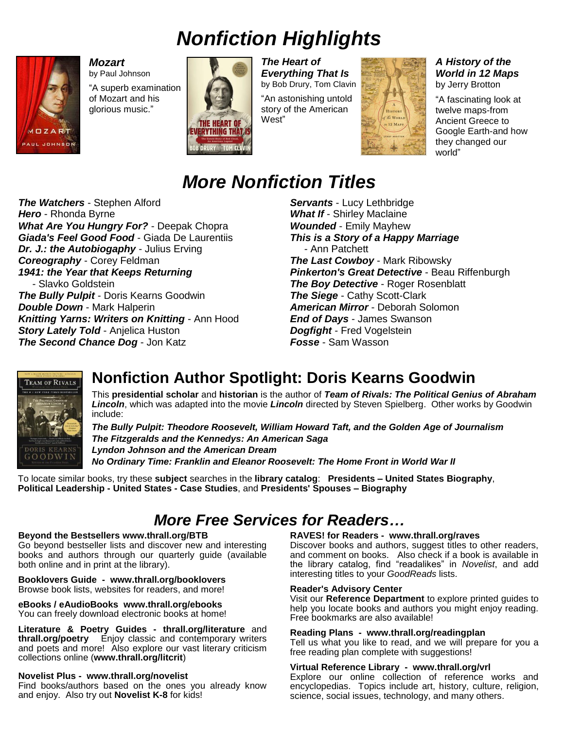# *Nonfiction Highlights*

***Mozart***
by Paul Johnson

"A superb examination of Mozart and his glorious music."

***The Heart of Everything That Is***
by Bob Drury, Tom Clavin

"An astonishing untold story of the American West"

***A History of the World in 12 Maps***
by Jerry Brotton

"A fascinating look at twelve maps-from Ancient Greece to Google Earth-and how they changed our world"

# *More Nonfiction Titles*

***The Watchers*** - Stephen Alford
***Hero*** - Rhonda Byrne
***What Are You Hungry For?*** - Deepak Chopra
***Giada's Feel Good Food*** - Giada De Laurentiis
***Dr. J.: the Autobiography*** - Julius Erving
***Coreography*** - Corey Feldman
***1941: the Year that Keeps Returning*** - Slavko Goldstein
***The Bully Pulpit*** - Doris Kearns Goodwin
***Double Down*** - Mark Halperin
***Knitting Yarns: Writers on Knitting*** - Ann Hood
***Story Lately Told*** - Anjelica Huston
***The Second Chance Dog*** - Jon Katz
***Servants*** - Lucy Lethbridge
***What If*** - Shirley Maclaine
***Wounded*** - Emily Mayhew
***This is a Story of a Happy Marriage*** - Ann Patchett
***The Last Cowboy*** - Mark Ribowsky
***Pinkerton's Great Detective*** - Beau Riffenburgh
***The Boy Detective*** - Roger Rosenblatt
***The Siege*** - Cathy Scott-Clark
***American Mirror*** - Deborah Solomon
***End of Days*** - James Swanson
***Dogfight*** - Fred Vogelstein
***Fosse*** - Sam Wasson

## Nonfiction Author Spotlight: Doris Kearns Goodwin

This **presidential scholar** and **historian** is the author of ***Team of Rivals: The Political Genius of Abraham Lincoln***, which was adapted into the movie ***Lincoln*** directed by Steven Spielberg. Other works by Goodwin include:

***The Bully Pulpit: Theodore Roosevelt, William Howard Taft, and the Golden Age of Journalism***
***The Fitzgeralds and the Kennedys: An American Saga***
***Lyndon Johnson and the American Dream***
***No Ordinary Time: Franklin and Eleanor Roosevelt: The Home Front in World War II***

To locate similar books, try these **subject** searches in the **library catalog**: **Presidents – United States Biography**, **Political Leadership - United States - Case Studies**, and **Presidents' Spouses – Biography**

# *More Free Services for Readers…*

**Beyond the Bestsellers www.thrall.org/BTB**
Go beyond bestseller lists and discover new and interesting books and authors through our quarterly guide (available both online and in print at the library).

**Booklovers Guide - www.thrall.org/booklovers**
Browse book lists, websites for readers, and more!

**eBooks / eAudioBooks www.thrall.org/ebooks**
You can freely download electronic books at home!

**Literature & Poetry Guides - thrall.org/literature** and **thrall.org/poetry** Enjoy classic and contemporary writers and poets and more! Also explore our vast literary criticism collections online (**www.thrall.org/litcrit**)

**Novelist Plus - www.thrall.org/novelist**
Find books/authors based on the ones you already know and enjoy. Also try out **Novelist K-8** for kids!

**RAVES! for Readers - www.thrall.org/raves**
Discover books and authors, suggest titles to other readers, and comment on books. Also check if a book is available in the library catalog, find "readalikes" in *Novelist*, and add interesting titles to your *GoodReads* lists.

**Reader's Advisory Center**
Visit our **Reference Department** to explore printed guides to help you locate books and authors you might enjoy reading. Free bookmarks are also available!

**Reading Plans - www.thrall.org/readingplan**
Tell us what you like to read, and we will prepare for you a free reading plan complete with suggestions!

**Virtual Reference Library - www.thrall.org/vrl**
Explore our online collection of reference works and encyclopedias. Topics include art, history, culture, religion, science, social issues, technology, and many others.